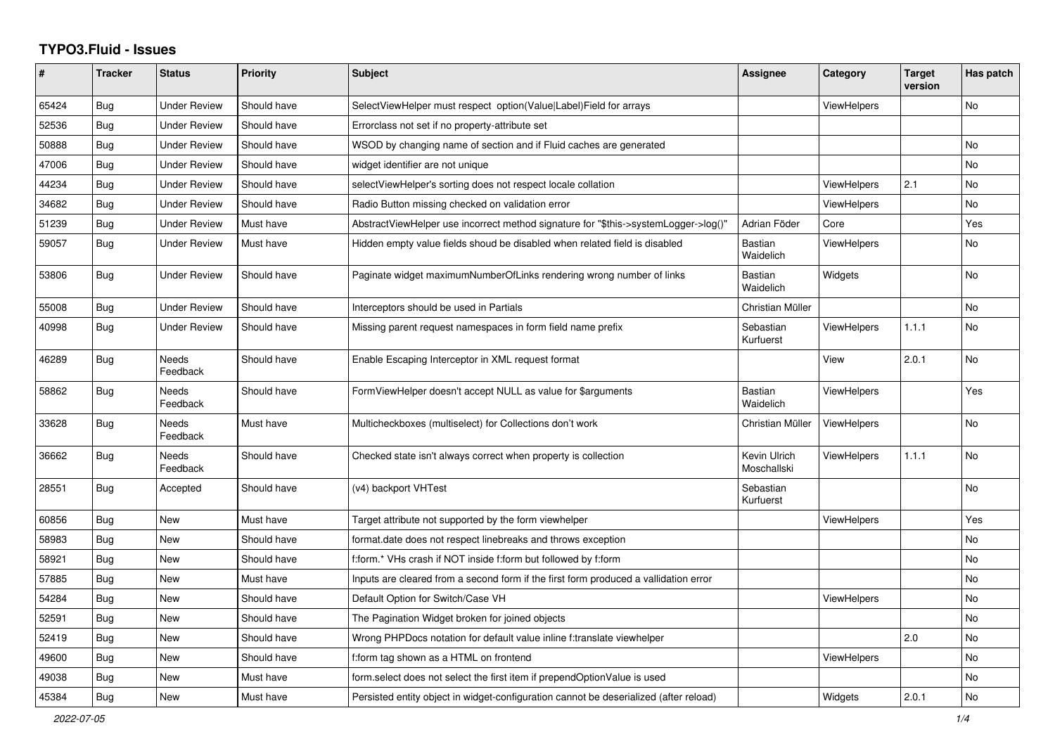# TYPO3.Fluid - Issues

| # | Tracker | Status | Priority | Subject | Assignee | Category | Target version | Has patch |
|---|---|---|---|---|---|---|---|---|
| 65424 | Bug | Under Review | Should have | SelectViewHelper must respect option(Value\|Label)Field for arrays | | ViewHelpers | | No |
| 52536 | Bug | Under Review | Should have | Errorclass not set if no property-attribute set | | | | |
| 50888 | Bug | Under Review | Should have | WSOD by changing name of section and if Fluid caches are generated | | | | No |
| 47006 | Bug | Under Review | Should have | widget identifier are not unique | | | | No |
| 44234 | Bug | Under Review | Should have | selectViewHelper's sorting does not respect locale collation | | ViewHelpers | 2.1 | No |
| 34682 | Bug | Under Review | Should have | Radio Button missing checked on validation error | | ViewHelpers | | No |
| 51239 | Bug | Under Review | Must have | AbstractViewHelper use incorrect method signature for "$this->systemLogger->log()" | Adrian Föder | Core | | Yes |
| 59057 | Bug | Under Review | Must have | Hidden empty value fields shoud be disabled when related field is disabled | Bastian Waidelich | ViewHelpers | | No |
| 53806 | Bug | Under Review | Should have | Paginate widget maximumNumberOfLinks rendering wrong number of links | Bastian Waidelich | Widgets | | No |
| 55008 | Bug | Under Review | Should have | Interceptors should be used in Partials | Christian Müller | | | No |
| 40998 | Bug | Under Review | Should have | Missing parent request namespaces in form field name prefix | Sebastian Kurfuerst | ViewHelpers | 1.1.1 | No |
| 46289 | Bug | Needs Feedback | Should have | Enable Escaping Interceptor in XML request format | | View | 2.0.1 | No |
| 58862 | Bug | Needs Feedback | Should have | FormViewHelper doesn't accept NULL as value for $arguments | Bastian Waidelich | ViewHelpers | | Yes |
| 33628 | Bug | Needs Feedback | Must have | Multicheckboxes (multiselect) for Collections don't work | Christian Müller | ViewHelpers | | No |
| 36662 | Bug | Needs Feedback | Should have | Checked state isn't always correct when property is collection | Kevin Ulrich Moschallski | ViewHelpers | 1.1.1 | No |
| 28551 | Bug | Accepted | Should have | (v4) backport VHTest | Sebastian Kurfuerst | | | No |
| 60856 | Bug | New | Must have | Target attribute not supported by the form viewhelper | | ViewHelpers | | Yes |
| 58983 | Bug | New | Should have | format.date does not respect linebreaks and throws exception | | | | No |
| 58921 | Bug | New | Should have | f:form.* VHs crash if NOT inside f:form but followed by f:form | | | | No |
| 57885 | Bug | New | Must have | Inputs are cleared from a second form if the first form produced a vallidation error | | | | No |
| 54284 | Bug | New | Should have | Default Option for Switch/Case VH | | ViewHelpers | | No |
| 52591 | Bug | New | Should have | The Pagination Widget broken for joined objects | | | | No |
| 52419 | Bug | New | Should have | Wrong PHPDocs notation for default value inline f:translate viewhelper | | | 2.0 | No |
| 49600 | Bug | New | Should have | f:form tag shown as a HTML on frontend | | ViewHelpers | | No |
| 49038 | Bug | New | Must have | form.select does not select the first item if prependOptionValue is used | | | | No |
| 45384 | Bug | New | Must have | Persisted entity object in widget-configuration cannot be deserialized (after reload) | | Widgets | 2.0.1 | No |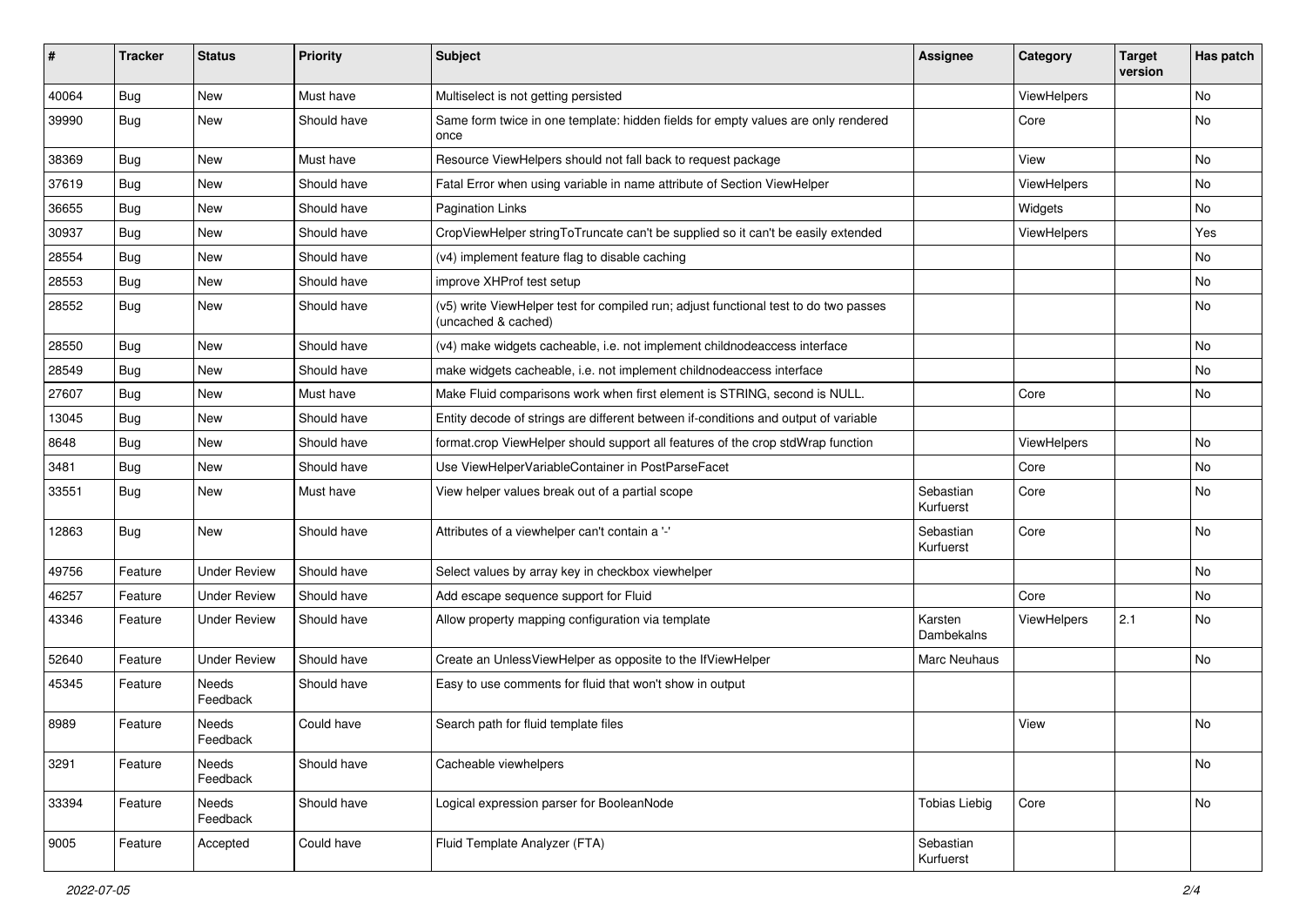| # | Tracker | Status | Priority | Subject | Assignee | Category | Target version | Has patch |
|---|---|---|---|---|---|---|---|---|
| 40064 | Bug | New | Must have | Multiselect is not getting persisted | | ViewHelpers | | No |
| 39990 | Bug | New | Should have | Same form twice in one template: hidden fields for empty values are only rendered once | | Core | | No |
| 38369 | Bug | New | Must have | Resource ViewHelpers should not fall back to request package | | View | | No |
| 37619 | Bug | New | Should have | Fatal Error when using variable in name attribute of Section ViewHelper | | ViewHelpers | | No |
| 36655 | Bug | New | Should have | Pagination Links | | Widgets | | No |
| 30937 | Bug | New | Should have | CropViewHelper stringToTruncate can't be supplied so it can't be easily extended | | ViewHelpers | | Yes |
| 28554 | Bug | New | Should have | (v4) implement feature flag to disable caching | | | | No |
| 28553 | Bug | New | Should have | improve XHProf test setup | | | | No |
| 28552 | Bug | New | Should have | (v5) write ViewHelper test for compiled run; adjust functional test to do two passes (uncached & cached) | | | | No |
| 28550 | Bug | New | Should have | (v4) make widgets cacheable, i.e. not implement childnodeaccess interface | | | | No |
| 28549 | Bug | New | Should have | make widgets cacheable, i.e. not implement childnodeaccess interface | | | | No |
| 27607 | Bug | New | Must have | Make Fluid comparisons work when first element is STRING, second is NULL. | | Core | | No |
| 13045 | Bug | New | Should have | Entity decode of strings are different between if-conditions and output of variable | | | | |
| 8648 | Bug | New | Should have | format.crop ViewHelper should support all features of the crop stdWrap function | | ViewHelpers | | No |
| 3481 | Bug | New | Should have | Use ViewHelperVariableContainer in PostParseFacet | | Core | | No |
| 33551 | Bug | New | Must have | View helper values break out of a partial scope | Sebastian Kurfuerst | Core | | No |
| 12863 | Bug | New | Should have | Attributes of a viewhelper can't contain a '-' | Sebastian Kurfuerst | Core | | No |
| 49756 | Feature | Under Review | Should have | Select values by array key in checkbox viewhelper | | | | No |
| 46257 | Feature | Under Review | Should have | Add escape sequence support for Fluid | | Core | | No |
| 43346 | Feature | Under Review | Should have | Allow property mapping configuration via template | Karsten Dambekalns | ViewHelpers | 2.1 | No |
| 52640 | Feature | Under Review | Should have | Create an UnlessViewHelper as opposite to the IfViewHelper | Marc Neuhaus | | | No |
| 45345 | Feature | Needs Feedback | Should have | Easy to use comments for fluid that won't show in output | | | | |
| 8989 | Feature | Needs Feedback | Could have | Search path for fluid template files | | View | | No |
| 3291 | Feature | Needs Feedback | Should have | Cacheable viewhelpers | | | | No |
| 33394 | Feature | Needs Feedback | Should have | Logical expression parser for BooleanNode | Tobias Liebig | Core | | No |
| 9005 | Feature | Accepted | Could have | Fluid Template Analyzer (FTA) | Sebastian Kurfuerst | | | |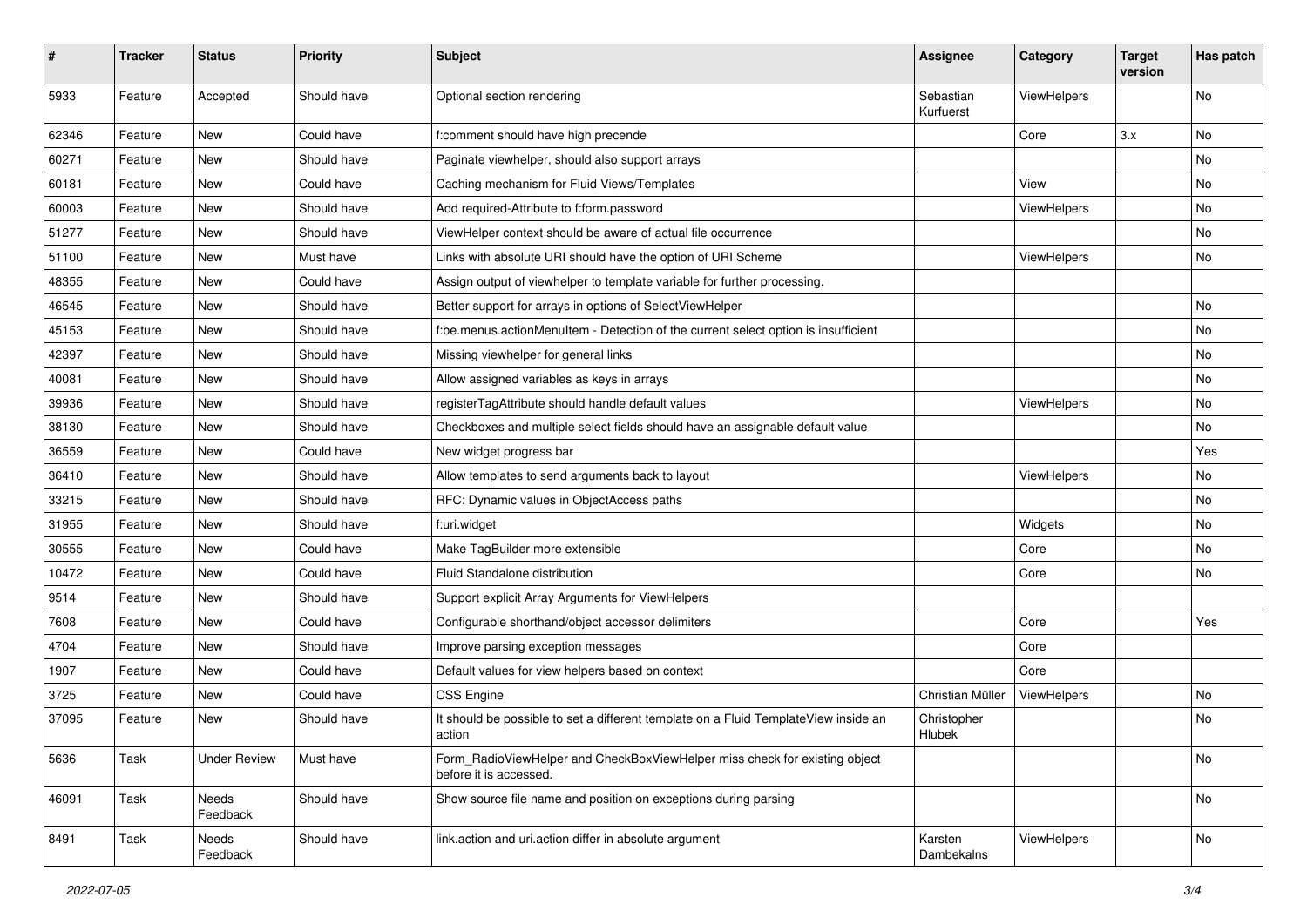| # | Tracker | Status | Priority | Subject | Assignee | Category | Target version | Has patch |
|---|---|---|---|---|---|---|---|---|
| 5933 | Feature | Accepted | Should have | Optional section rendering | Sebastian Kurfuerst | ViewHelpers | | No |
| 62346 | Feature | New | Could have | f:comment should have high precende | | Core | 3.x | No |
| 60271 | Feature | New | Should have | Paginate viewhelper, should also support arrays | | | | No |
| 60181 | Feature | New | Could have | Caching mechanism for Fluid Views/Templates | | View | | No |
| 60003 | Feature | New | Should have | Add required-Attribute to f:form.password | | ViewHelpers | | No |
| 51277 | Feature | New | Should have | ViewHelper context should be aware of actual file occurrence | | | | No |
| 51100 | Feature | New | Must have | Links with absolute URI should have the option of URI Scheme | | ViewHelpers | | No |
| 48355 | Feature | New | Could have | Assign output of viewhelper to template variable for further processing. | | | | |
| 46545 | Feature | New | Should have | Better support for arrays in options of SelectViewHelper | | | | No |
| 45153 | Feature | New | Should have | f:be.menus.actionMenuItem - Detection of the current select option is insufficient | | | | No |
| 42397 | Feature | New | Should have | Missing viewhelper for general links | | | | No |
| 40081 | Feature | New | Should have | Allow assigned variables as keys in arrays | | | | No |
| 39936 | Feature | New | Should have | registerTagAttribute should handle default values | | ViewHelpers | | No |
| 38130 | Feature | New | Should have | Checkboxes and multiple select fields should have an assignable default value | | | | No |
| 36559 | Feature | New | Could have | New widget progress bar | | | | Yes |
| 36410 | Feature | New | Should have | Allow templates to send arguments back to layout | | ViewHelpers | | No |
| 33215 | Feature | New | Should have | RFC: Dynamic values in ObjectAccess paths | | | | No |
| 31955 | Feature | New | Should have | f:uri.widget | | Widgets | | No |
| 30555 | Feature | New | Could have | Make TagBuilder more extensible | | Core | | No |
| 10472 | Feature | New | Could have | Fluid Standalone distribution | | Core | | No |
| 9514 | Feature | New | Should have | Support explicit Array Arguments for ViewHelpers | | | | |
| 7608 | Feature | New | Could have | Configurable shorthand/object accessor delimiters | | Core | | Yes |
| 4704 | Feature | New | Should have | Improve parsing exception messages | | Core | | |
| 1907 | Feature | New | Could have | Default values for view helpers based on context | | Core | | |
| 3725 | Feature | New | Could have | CSS Engine | Christian Müller | ViewHelpers | | No |
| 37095 | Feature | New | Should have | It should be possible to set a different template on a Fluid TemplateView inside an action | Christopher Hlubek | | | No |
| 5636 | Task | Under Review | Must have | Form_RadioViewHelper and CheckBoxViewHelper miss check for existing object before it is accessed. | | | | No |
| 46091 | Task | Needs Feedback | Should have | Show source file name and position on exceptions during parsing | | | | No |
| 8491 | Task | Needs Feedback | Should have | link.action and uri.action differ in absolute argument | Karsten Dambekalns | ViewHelpers | | No |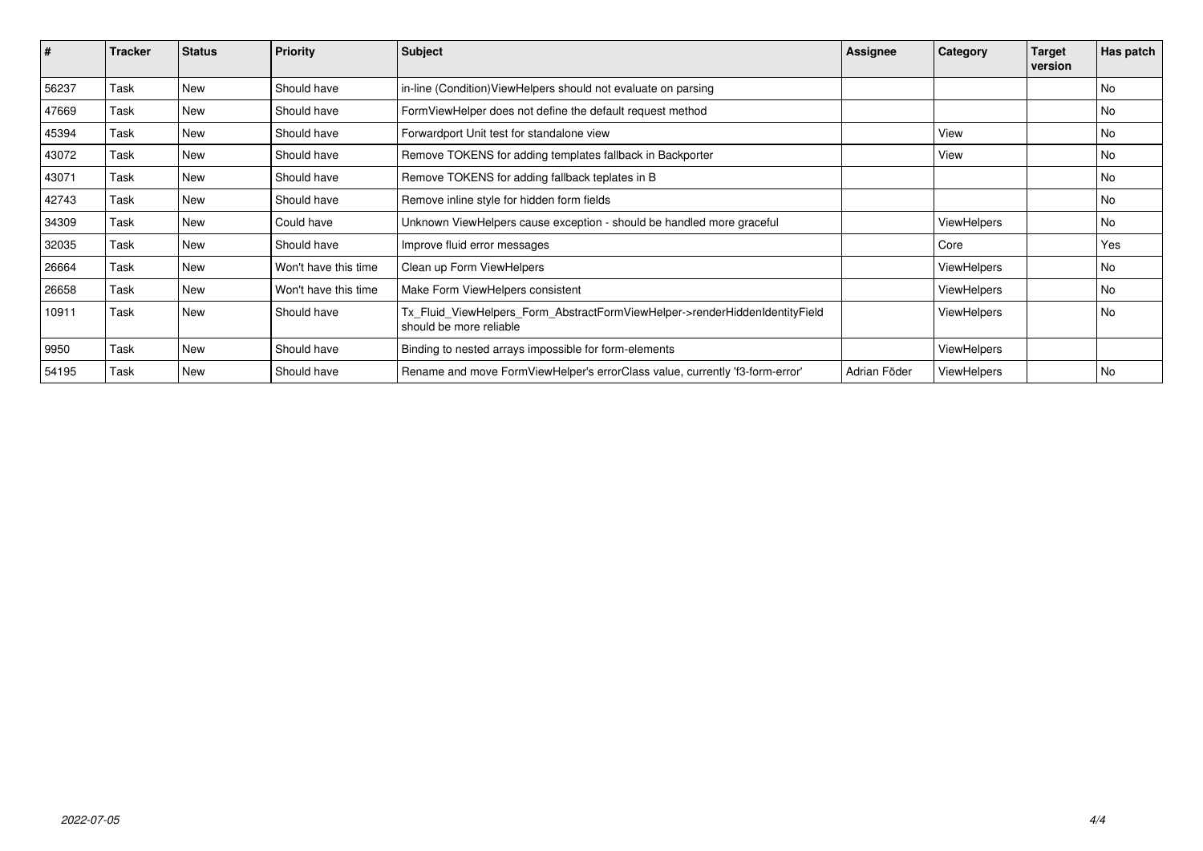| # | Tracker | Status | Priority | Subject | Assignee | Category | Target version | Has patch |
|---|---|---|---|---|---|---|---|---|
| 56237 | Task | New | Should have | in-line (Condition)ViewHelpers should not evaluate on parsing | | | | No |
| 47669 | Task | New | Should have | FormViewHelper does not define the default request method | | | | No |
| 45394 | Task | New | Should have | Forwardport Unit test for standalone view | | View | | No |
| 43072 | Task | New | Should have | Remove TOKENS for adding templates fallback in Backporter | | View | | No |
| 43071 | Task | New | Should have | Remove TOKENS for adding fallback teplates in B | | | | No |
| 42743 | Task | New | Should have | Remove inline style for hidden form fields | | | | No |
| 34309 | Task | New | Could have | Unknown ViewHelpers cause exception - should be handled more graceful | | ViewHelpers | | No |
| 32035 | Task | New | Should have | Improve fluid error messages | | Core | | Yes |
| 26664 | Task | New | Won't have this time | Clean up Form ViewHelpers | | ViewHelpers | | No |
| 26658 | Task | New | Won't have this time | Make Form ViewHelpers consistent | | ViewHelpers | | No |
| 10911 | Task | New | Should have | Tx_Fluid_ViewHelpers_Form_AbstractFormViewHelper->renderHiddenIdentityField should be more reliable | | ViewHelpers | | No |
| 9950 | Task | New | Should have | Binding to nested arrays impossible for form-elements | | ViewHelpers | | |
| 54195 | Task | New | Should have | Rename and move FormViewHelper's errorClass value, currently 'f3-form-error' | Adrian Föder | ViewHelpers | | No |